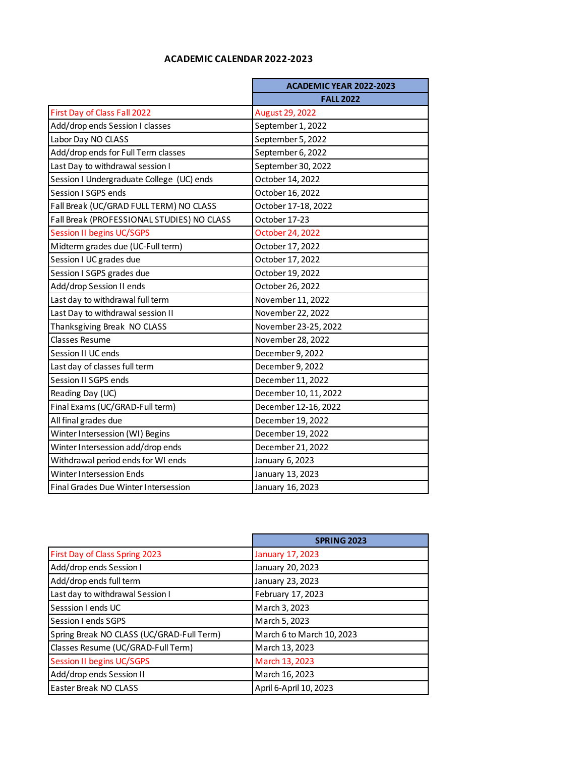# ACADEMIC CALENDAR 2022-2023

| | ACADEMIC YEAR 2022-2023 |
|---|---|
| | **FALL 2022** |
| First Day of Class Fall 2022 | August 29, 2022 |
| Add/drop ends Session I classes | September 1, 2022 |
| Labor Day NO CLASS | September 5, 2022 |
| Add/drop ends for Full Term classes | September 6, 2022 |
| Last Day to withdrawal session I | September 30, 2022 |
| Session I Undergraduate College (UC) ends | October 14, 2022 |
| Session I SGPS ends | October 16, 2022 |
| Fall Break (UC/GRAD FULL TERM) NO CLASS | October 17-18, 2022 |
| Fall Break (PROFESSIONAL STUDIES) NO CLASS | October 17-23 |
| Session II begins UC/SGPS | October 24, 2022 |
| Midterm grades due (UC-Full term) | October 17, 2022 |
| Session I UC grades due | October 17, 2022 |
| Session I SGPS grades due | October 19, 2022 |
| Add/drop Session II ends | October 26, 2022 |
| Last day to withdrawal full term | November 11, 2022 |
| Last Day to withdrawal session II | November 22, 2022 |
| Thanksgiving Break NO CLASS | November 23-25, 2022 |
| Classes Resume | November 28, 2022 |
| Session II UC ends | December 9, 2022 |
| Last day of classes full term | December 9, 2022 |
| Session II SGPS ends | December 11, 2022 |
| Reading Day (UC) | December 10, 11, 2022 |
| Final Exams (UC/GRAD-Full term) | December 12-16, 2022 |
| All final grades due | December 19, 2022 |
| Winter Intersession (WI) Begins | December 19, 2022 |
| Winter Intersession add/drop ends | December 21, 2022 |
| Withdrawal period ends for WI ends | January 6, 2023 |
| Winter Intersession Ends | January 13, 2023 |
| Final Grades Due Winter Intersession | January 16, 2023 |

| | SPRING 2023 |
|---|---|
| First Day of Class Spring 2023 | January 17, 2023 |
| Add/drop ends Session I | January 20, 2023 |
| Add/drop ends full term | January 23, 2023 |
| Last day to withdrawal Session I | February 17, 2023 |
| Sesssion I ends UC | March 3, 2023 |
| Session I ends SGPS | March 5, 2023 |
| Spring Break NO CLASS (UC/GRAD-Full Term) | March 6 to March 10, 2023 |
| Classes Resume (UC/GRAD-Full Term) | March 13, 2023 |
| Session II begins UC/SGPS | March 13, 2023 |
| Add/drop ends Session II | March 16, 2023 |
| Easter Break NO CLASS | April 6-April 10, 2023 |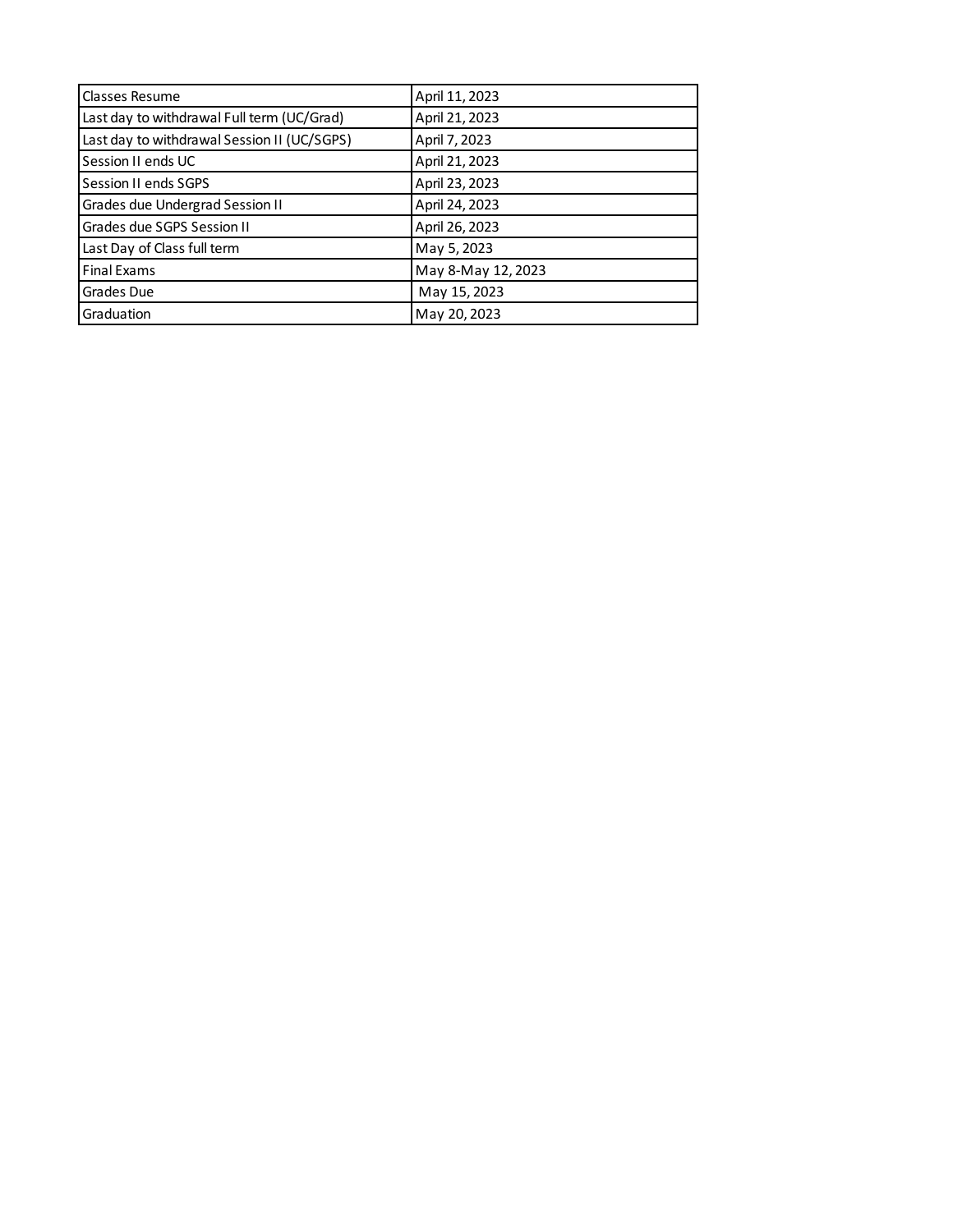| | |
|---|---|
| Classes Resume | April 11, 2023 |
| Last day to withdrawal Full term (UC/Grad) | April 21, 2023 |
| Last day to withdrawal Session II (UC/SGPS) | April 7, 2023 |
| Session II ends UC | April 21, 2023 |
| Session II ends SGPS | April 23, 2023 |
| Grades due Undergrad Session II | April 24, 2023 |
| Grades due SGPS Session II | April 26, 2023 |
| Last Day of Class full term | May 5, 2023 |
| Final Exams | May 8-May 12, 2023 |
| Grades Due | May 15, 2023 |
| Graduation | May 20, 2023 |